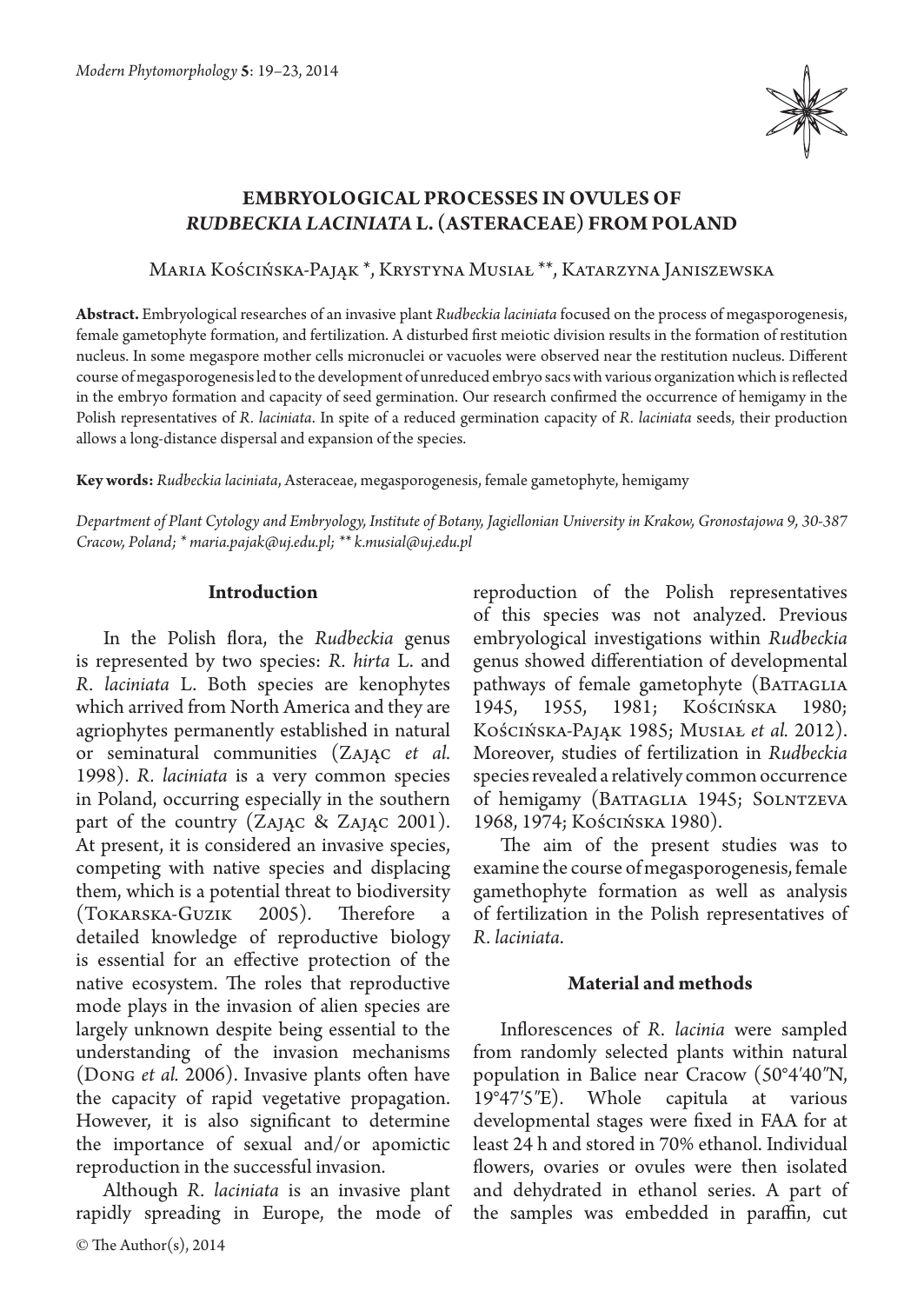# EMBRYOLOGICAL PROCESSES IN OVULES OF *RUDBECKIA LACINIATA* L. (ASTERACEAE) FROM POLAND

Maria Kościńska-Pająk \*, Krystyna Musiał \*\*, Katarzyna Janiszewska

**Abstract.** Embryological researches of an invasive plant *Rudbeckia laciniata* focused on the process of megasporogenesis, female gametophyte formation, and fertilization. A disturbed first meiotic division results in the formation of restitution nucleus. In some megaspore mother cells micronuclei or vacuoles were observed near the restitution nucleus. Different course of megasporogenesis led to the development of unreduced embryo sacs with various organization which is reflected in the embryo formation and capacity of seed germination. Our research confirmed the occurrence of hemigamy in the Polish representatives of *R. laciniata*. In spite of a reduced germination capacity of *R. laciniata* seeds, their production allows a long-distance dispersal and expansion of the species.

**Key words:** *Rudbeckia laciniata*, Asteraceae, megasporogenesis, female gametophyte, hemigamy

*Department of Plant Cytology and Embryology, Institute of Botany, Jagiellonian University in Krakow, Gronostajowa 9, 30-387 Cracow, Poland; \* maria.pajak@uj.edu.pl; \*\* k.musial@uj.edu.pl*

## Introduction

In the Polish flora, the *Rudbeckia* genus is represented by two species: *R. hirta* L. and *R. laciniata* L. Both species are kenophytes which arrived from North America and they are agriophytes permanently established in natural or seminatural communities (Zając *et al.* 1998). *R. laciniata* is a very common species in Poland, occurring especially in the southern part of the country (Zając & Zając 2001). At present, it is considered an invasive species, competing with native species and displacing them, which is a potential threat to biodiversity (Tokarska-Guzik 2005). Therefore a detailed knowledge of reproductive biology is essential for an effective protection of the native ecosystem. The roles that reproductive mode plays in the invasion of alien species are largely unknown despite being essential to the understanding of the invasion mechanisms (Dong *et al.* 2006). Invasive plants often have the capacity of rapid vegetative propagation. However, it is also significant to determine the importance of sexual and/or apomictic reproduction in the successful invasion.

Although *R. laciniata* is an invasive plant rapidly spreading in Europe, the mode of reproduction of the Polish representatives of this species was not analyzed. Previous embryological investigations within *Rudbeckia* genus showed differentiation of developmental pathways of female gametophyte (Battaglia 1945, 1955, 1981; Kościńska 1980; Kościńska-Pająk 1985; Musiał *et al.* 2012). Moreover, studies of fertilization in *Rudbeckia* species revealed a relatively common occurrence of hemigamy (Battaglia 1945; Solntzeva 1968, 1974; Kościńska 1980).

The aim of the present studies was to examine the course of megasporogenesis, female gamethophyte formation as well as analysis of fertilization in the Polish representatives of *R. laciniata*.

## Material and methods

Inflorescences of *R. lacinia* were sampled from randomly selected plants within natural population in Balice near Cracow (50°4′40″N, 19°47′5″E). Whole capitula at various developmental stages were fixed in FAA for at least 24 h and stored in 70% ethanol. Individual flowers, ovaries or ovules were then isolated and dehydrated in ethanol series. A part of the samples was embedded in paraffin, cut

© The Author(s), 2014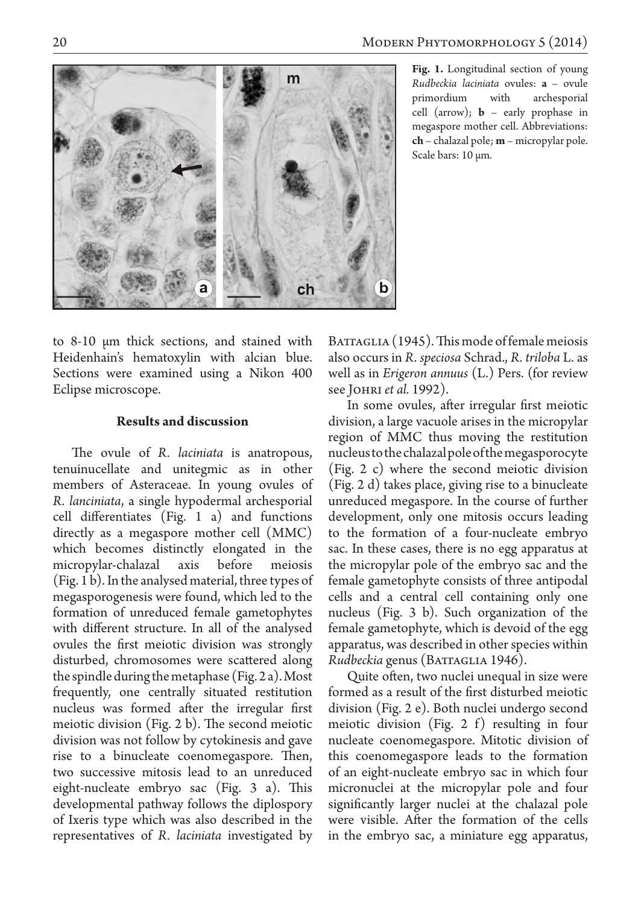**Fig. 1.** Longitudinal section of young *Rudbeckia laciniata* ovules: **a** – ovule primordium with archesporial cell (arrow); **b** – early prophase in megaspore mother cell. Abbreviations: **ch** – chalazal pole; **m** – micropylar pole. Scale bars: 10 µm.

to 8-10 µm thick sections, and stained with Heidenhain's hematoxylin with alcian blue. Sections were examined using a Nikon 400 Eclipse microscope.

## Results and discussion

The ovule of *R. laciniata* is anatropous, tenuinucellate and unitegmic as in other members of Asteraceae. In young ovules of *R. lanciniata*, a single hypodermal archesporial cell differentiates (Fig. 1 a) and functions directly as a megaspore mother cell (MMC) which becomes distinctly elongated in the micropylar-chalazal axis before meiosis (Fig. 1 b). In the analysed material, three types of megasporogenesis were found, which led to the formation of unreduced female gametophytes with different structure. In all of the analysed ovules the first meiotic division was strongly disturbed, chromosomes were scattered along the spindle during the metaphase (Fig. 2 a). Most frequently, one centrally situated restitution nucleus was formed after the irregular first meiotic division (Fig. 2 b). The second meiotic division was not follow by cytokinesis and gave rise to a binucleate coenomegaspore. Then, two successive mitosis lead to an unreduced eight-nucleate embryo sac (Fig. 3 a). This developmental pathway follows the diplospory of Ixeris type which was also described in the representatives of *R. laciniata* investigated by Battaglia (1945). This mode of female meiosis also occurs in *R. speciosa* Schrad., *R. triloba* L. as well as in *Erigeron annuus* (L.) Pers. (for review see Johri *et al.* 1992).

In some ovules, after irregular first meiotic division, a large vacuole arises in the micropylar region of MMC thus moving the restitution nucleus to the chalazal pole of the megasporocyte (Fig. 2 c) where the second meiotic division (Fig. 2 d) takes place, giving rise to a binucleate unreduced megaspore. In the course of further development, only one mitosis occurs leading to the formation of a four-nucleate embryo sac. In these cases, there is no egg apparatus at the micropylar pole of the embryo sac and the female gametophyte consists of three antipodal cells and a central cell containing only one nucleus (Fig. 3 b). Such organization of the female gametophyte, which is devoid of the egg apparatus, was described in other species within *Rudbeckia* genus (Battaglia 1946).

Quite often, two nuclei unequal in size were formed as a result of the first disturbed meiotic division (Fig. 2 e). Both nuclei undergo second meiotic division (Fig. 2 f) resulting in four nucleate coenomegaspore. Mitotic division of this coenomegaspore leads to the formation of an eight-nucleate embryo sac in which four micronuclei at the micropylar pole and four significantly larger nuclei at the chalazal pole were visible. After the formation of the cells in the embryo sac, a miniature egg apparatus,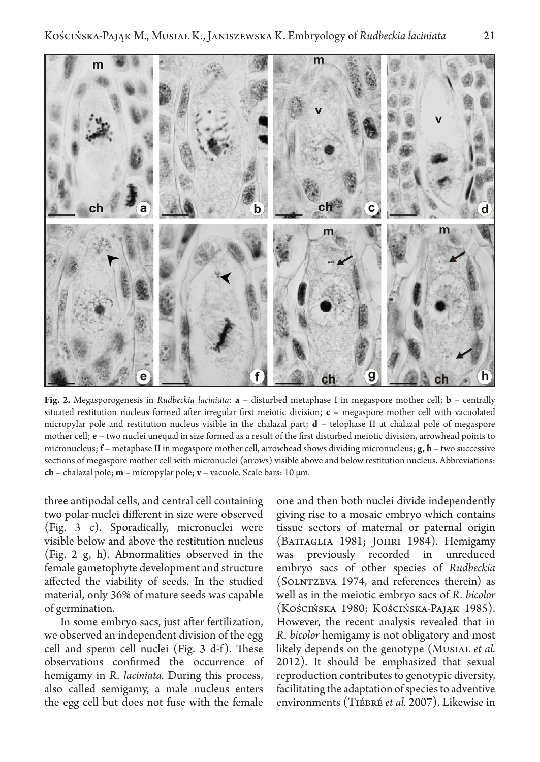**Fig. 2.** Megasporogenesis in *Rudbeckia laciniata*: **a** – disturbed metaphase I in megaspore mother cell; **b** – centrally situated restitution nucleus formed after irregular first meiotic division; **c** – megaspore mother cell with vacuolated micropylar pole and restitution nucleus visible in the chalazal part; **d** – telophase II at chalazal pole of megaspore mother cell; **e** – two nuclei unequal in size formed as a result of the first disturbed meiotic division, arrowhead points to micronucleus; **f** – metaphase II in megaspore mother cell, arrowhead shows dividing micronucleus; **g, h** – two successive sections of megaspore mother cell with micronuclei (arrows) visible above and below restitution nucleus. Abbreviations: **ch** – chalazal pole; **m** – micropylar pole; **v** – vacuole. Scale bars: 10 μm.

three antipodal cells, and central cell containing two polar nuclei different in size were observed (Fig. 3 c). Sporadically, micronuclei were visible below and above the restitution nucleus (Fig. 2 g, h). Abnormalities observed in the female gametophyte development and structure affected the viability of seeds. In the studied material, only 36% of mature seeds was capable of germination.

In some embryo sacs, just after fertilization, we observed an independent division of the egg cell and sperm cell nuclei (Fig. 3 d-f). These observations confirmed the occurrence of hemigamy in *R. laciniata.* During this process, also called semigamy, a male nucleus enters the egg cell but does not fuse with the female one and then both nuclei divide independently giving rise to a mosaic embryo which contains tissue sectors of maternal or paternal origin (Battaglia 1981; Johri 1984). Hemigamy was previously recorded in unreduced embryo sacs of other species of *Rudbeckia* (Solntzeva 1974, and references therein) as well as in the meiotic embryo sacs of *R. bicolor* (Kościńska 1980; Kościńska-Pająk 1985). However, the recent analysis revealed that in *R. bicolor* hemigamy is not obligatory and most likely depends on the genotype (Musiał *et al.* 2012). It should be emphasized that sexual reproduction contributes to genotypic diversity, facilitating the adaptation of species to adventive environments (Tiébré *et al.* 2007). Likewise in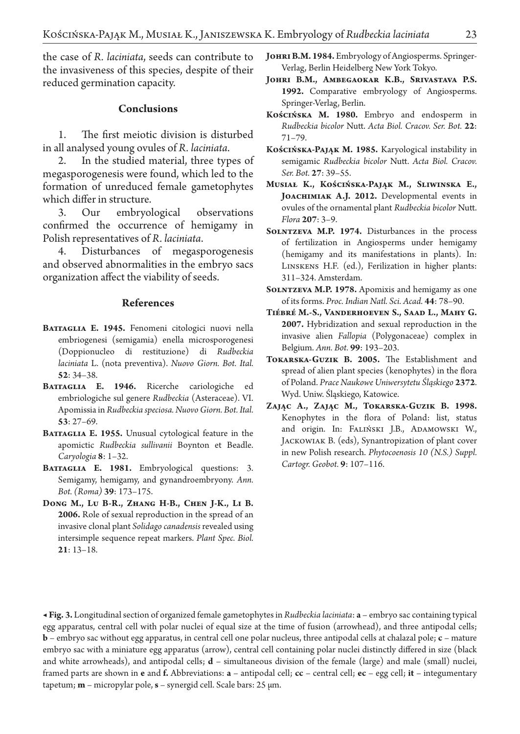the case of *R. laciniata*, seeds can contribute to the invasiveness of this species, despite of their reduced germination capacity.

## Conclusions

1. The first meiotic division is disturbed in all analysed young ovules of *R. laciniata*.
2. In the studied material, three types of megasporogenesis were found, which led to the formation of unreduced female gametophytes which differ in structure.
3. Our embryological observations confirmed the occurrence of hemigamy in Polish representatives of *R. laciniata*.
4. Disturbances of megasporogenesis and observed abnormalities in the embryo sacs organization affect the viability of seeds.

## References

**Battaglia E. 1945.** Fenomeni citologici nuovi nella embriogenesi (semigamia) enella microsporogenesi (Doppionucleo di restituzione) di *Rudbeckia laciniata* L. (nota preventiva). *Nuovo Giorn. Bot. Ital.* **52**: 34–38.

**Battaglia E. 1946.** Ricerche cariologiche ed embriologiche sul genere *Rudbeckia* (Asteraceae). VI. Apomissia in *Rudbeckia speciosa*. *Nuovo Giorn. Bot. Ital.* **53**: 27–69.

**Battaglia E. 1955.** Unusual cytological feature in the apomictic *Rudbeckia sullivanii* Boynton et Beadle. *Caryologia* **8**: 1–32.

**Battaglia E. 1981.** Embryological questions: 3. Semigamy, hemigamy, and gynandroembryony. *Ann. Bot. (Roma)* **39**: 173–175.

**Dong M., Lu B-R., Zhang H-B., Chen J-K., Li B. 2006.** Role of sexual reproduction in the spread of an invasive clonal plant *Solidago canadensis* revealed using intersimple sequence repeat markers. *Plant Spec. Biol.* **21**: 13–18.

**Johri B.M. 1984.** Embryology of Angiosperms. Springer-Verlag, Berlin Heidelberg New York Tokyo.

**Johri B.M., Ambegaokar K.B., Srivastava P.S. 1992.** Comparative embryology of Angiosperms. Springer-Verlag, Berlin.

**Kościńska M. 1980.** Embryo and endosperm in *Rudbeckia bicolor* Nutt. *Acta Biol. Cracov. Ser. Bot.* **22**: 71–79.

**Kościńska-Pająk M. 1985.** Karyological instability in semigamic *Rudbeckia bicolor* Nutt. *Acta Biol. Cracov. Ser. Bot.* **27**: 39–55.

**Musiał K., Kościńska-Pająk M., Sliwinska E., Joachimiak A.J. 2012.** Developmental events in ovules of the ornamental plant *Rudbeckia bicolor* Nutt. *Flora* **207**: 3–9.

**Solntzeva M.P. 1974.** Disturbances in the process of fertilization in Angiosperms under hemigamy (hemigamy and its manifestations in plants). In: Linskens H.F. (ed.), Ferilization in higher plants: 311–324. Amsterdam.

**Solntzeva M.P. 1978.** Apomixis and hemigamy as one of its forms. *Proc. Indian Natl. Sci. Acad.* **44**: 78–90.

**Tiébré M.-S., Vanderhoeven S., Saad L., Mahy G. 2007.** Hybridization and sexual reproduction in the invasive alien *Fallopia* (Polygonaceae) complex in Belgium. *Ann. Bot.* **99**: 193–203.

**Tokarska-Guzik B. 2005.** The Establishment and spread of alien plant species (kenophytes) in the flora of Poland. *Prace Naukowe Uniwersytetu Śląskiego* **2372**. Wyd. Uniw. Śląskiego, Katowice.

**Zając A., Zając M., Tokarska-Guzik B. 1998.** Kenophytes in the flora of Poland: list, status and origin. In: Faliński J.B., Adamowski W., Jackowiak B. (eds), Synantropization of plant cover in new Polish research. *Phytocoenosis 10 (N.S.) Suppl. Cartogr. Geobot.* **9**: 107–116.

◂ **Fig. 3.** Longitudinal section of organized female gametophytes in *Rudbeckia laciniata*: **a** – embryo sac containing typical egg apparatus, central cell with polar nuclei of equal size at the time of fusion (arrowhead), and three antipodal cells; **b** – embryo sac without egg apparatus, in central cell one polar nucleus, three antipodal cells at chalazal pole; **c** – mature embryo sac with a miniature egg apparatus (arrow), central cell containing polar nuclei distinctly differed in size (black and white arrowheads), and antipodal cells; **d** – simultaneous division of the female (large) and male (small) nuclei, framed parts are shown in **e** and **f.** Abbreviations: **a** – antipodal cell; **cc** – central cell; **ec** – egg cell; **it** – integumentary tapetum; **m** – micropylar pole, **s** – synergid cell. Scale bars: 25 μm.